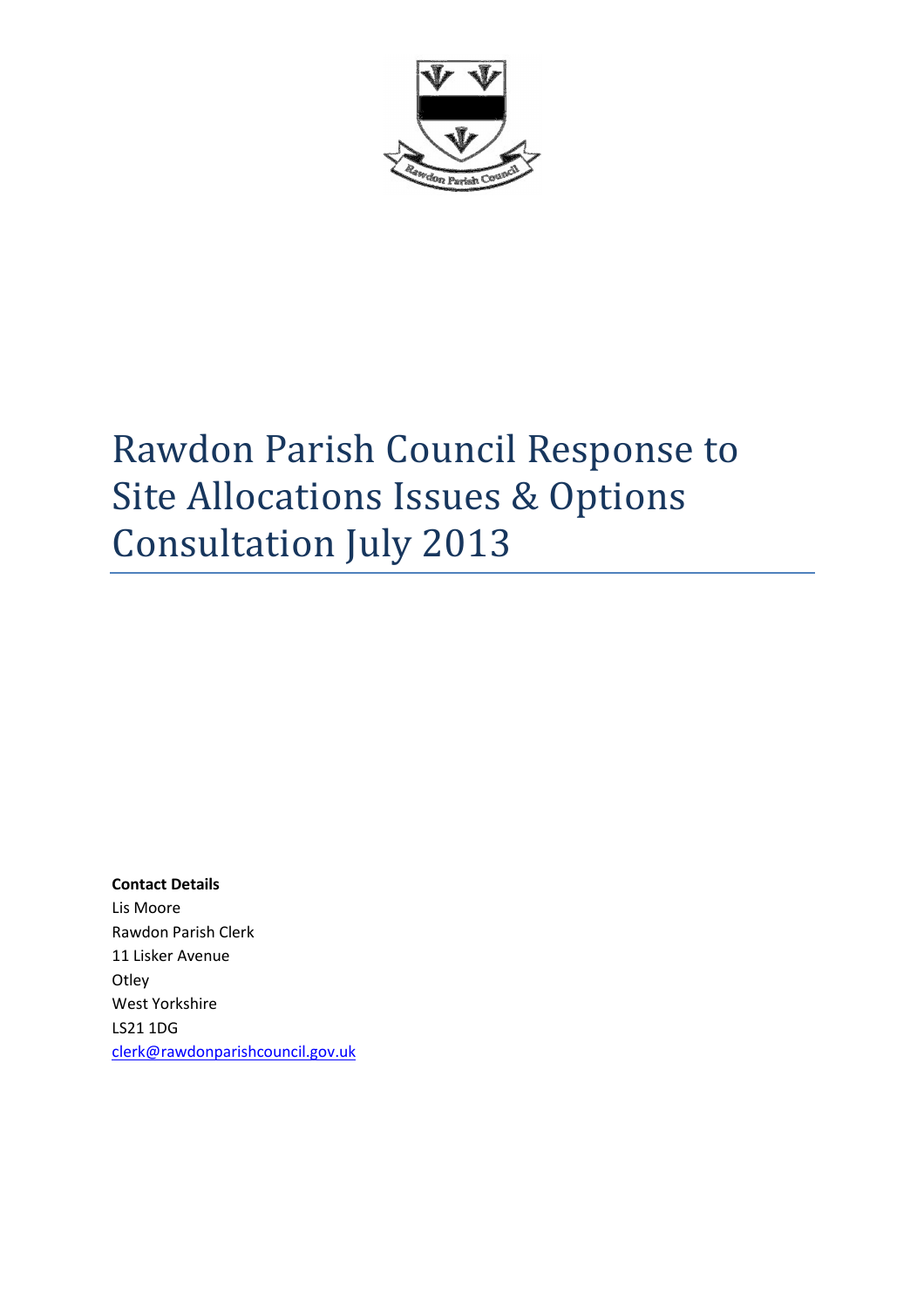# Rawdon Parish Council Response to Site Allocations Issues & Options Consultation July 2013

**Contact Details**
Lis Moore
Rawdon Parish Clerk
11 Lisker Avenue
Otley
West Yorkshire
LS21 1DG
clerk@rawdonparishcouncil.gov.uk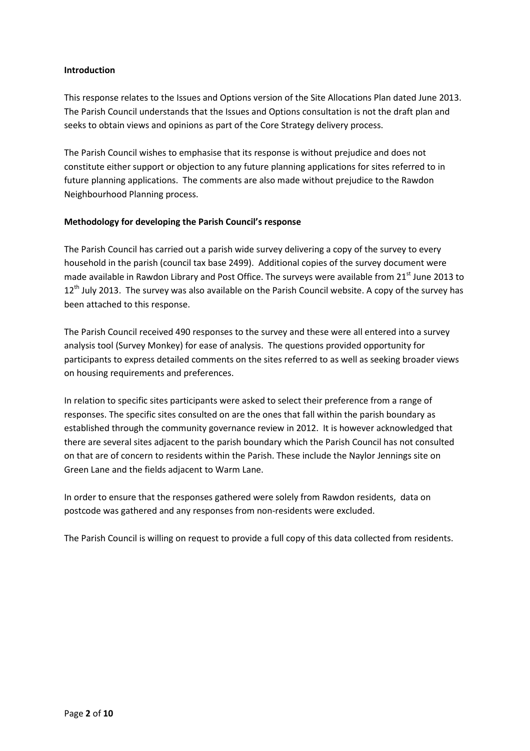**Introduction**

This response relates to the Issues and Options version of the Site Allocations Plan dated June 2013. The Parish Council understands that the Issues and Options consultation is not the draft plan and seeks to obtain views and opinions as part of the Core Strategy delivery process.

The Parish Council wishes to emphasise that its response is without prejudice and does not constitute either support or objection to any future planning applications for sites referred to in future planning applications. The comments are also made without prejudice to the Rawdon Neighbourhood Planning process.

**Methodology for developing the Parish Council's response**

The Parish Council has carried out a parish wide survey delivering a copy of the survey to every household in the parish (council tax base 2499). Additional copies of the survey document were made available in Rawdon Library and Post Office. The surveys were available from 21st June 2013 to 12th July 2013. The survey was also available on the Parish Council website. A copy of the survey has been attached to this response.

The Parish Council received 490 responses to the survey and these were all entered into a survey analysis tool (Survey Monkey) for ease of analysis. The questions provided opportunity for participants to express detailed comments on the sites referred to as well as seeking broader views on housing requirements and preferences.

In relation to specific sites participants were asked to select their preference from a range of responses. The specific sites consulted on are the ones that fall within the parish boundary as established through the community governance review in 2012. It is however acknowledged that there are several sites adjacent to the parish boundary which the Parish Council has not consulted on that are of concern to residents within the Parish. These include the Naylor Jennings site on Green Lane and the fields adjacent to Warm Lane.

In order to ensure that the responses gathered were solely from Rawdon residents, data on postcode was gathered and any responses from non-residents were excluded.

The Parish Council is willing on request to provide a full copy of this data collected from residents.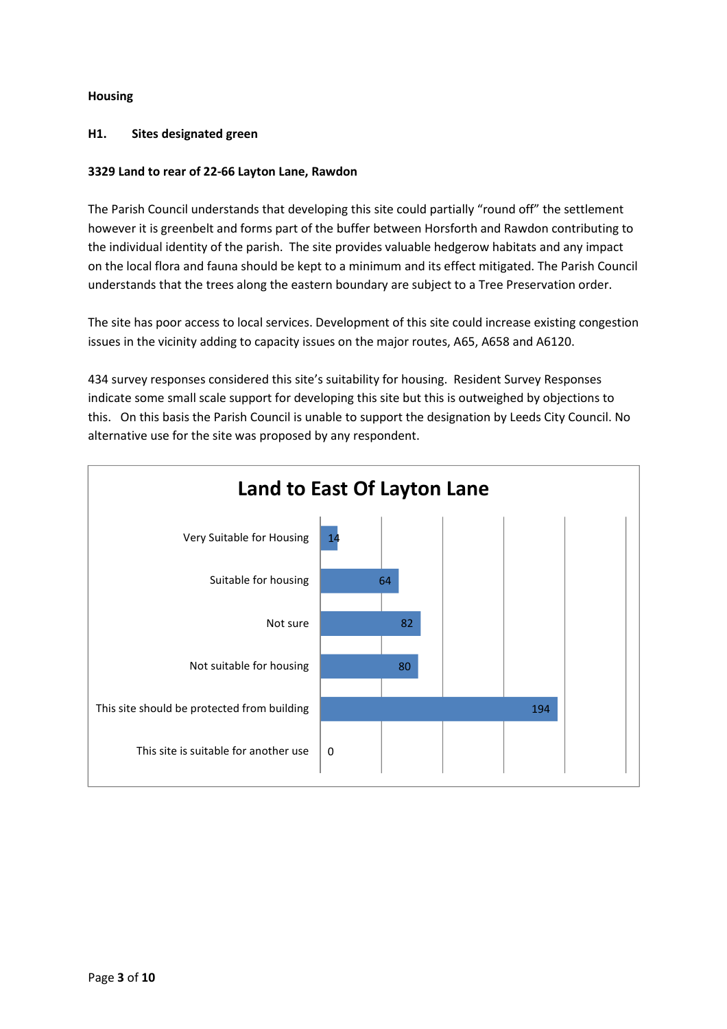**Housing**

**H1. Sites designated green**

**3329 Land to rear of 22-66 Layton Lane, Rawdon**

The Parish Council understands that developing this site could partially "round off" the settlement however it is greenbelt and forms part of the buffer between Horsforth and Rawdon contributing to the individual identity of the parish. The site provides valuable hedgerow habitats and any impact on the local flora and fauna should be kept to a minimum and its effect mitigated. The Parish Council understands that the trees along the eastern boundary are subject to a Tree Preservation order.

The site has poor access to local services. Development of this site could increase existing congestion issues in the vicinity adding to capacity issues on the major routes, A65, A658 and A6120.

434 survey responses considered this site's suitability for housing. Resident Survey Responses indicate some small scale support for developing this site but this is outweighed by objections to this. On this basis the Parish Council is unable to support the designation by Leeds City Council. No alternative use for the site was proposed by any respondent.

**Land to East Of Layton Lane**

| Response | Count |
|---|---|
| Very Suitable for Housing | 14 |
| Suitable for housing | 64 |
| Not sure | 82 |
| Not suitable for housing | 80 |
| This site should be protected from building | 194 |
| This site is suitable for another use | 0 |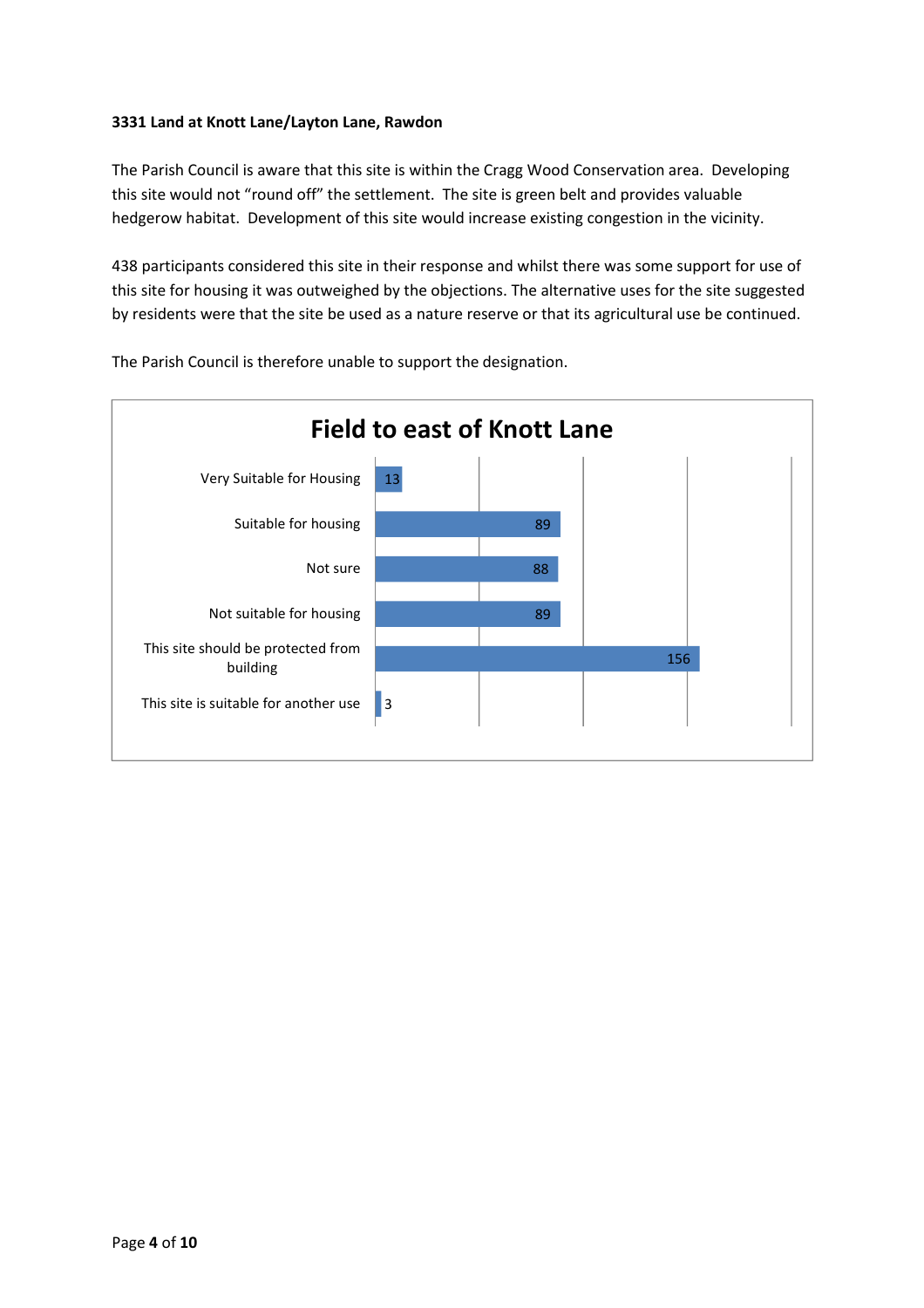**3331 Land at Knott Lane/Layton Lane, Rawdon**

The Parish Council is aware that this site is within the Cragg Wood Conservation area. Developing this site would not "round off" the settlement. The site is green belt and provides valuable hedgerow habitat. Development of this site would increase existing congestion in the vicinity.

438 participants considered this site in their response and whilst there was some support for use of this site for housing it was outweighed by the objections. The alternative uses for the site suggested by residents were that the site be used as a nature reserve or that its agricultural use be continued.

The Parish Council is therefore unable to support the designation.

**Field to east of Knott Lane**

| Response | Count |
|---|---|
| Very Suitable for Housing | 13 |
| Suitable for housing | 89 |
| Not sure | 88 |
| Not suitable for housing | 89 |
| This site should be protected from building | 156 |
| This site is suitable for another use | 3 |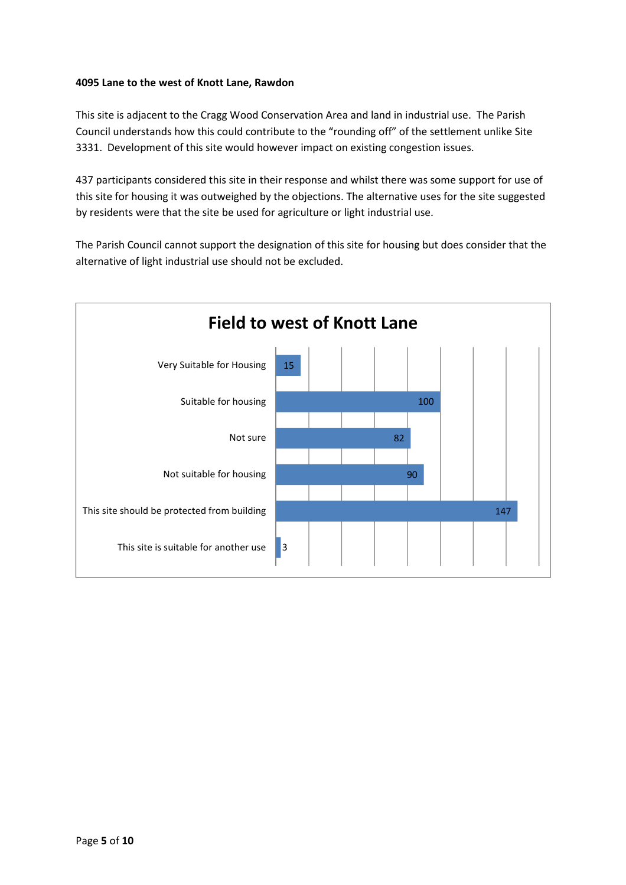**4095 Lane to the west of Knott Lane, Rawdon**

This site is adjacent to the Cragg Wood Conservation Area and land in industrial use. The Parish Council understands how this could contribute to the "rounding off" of the settlement unlike Site 3331. Development of this site would however impact on existing congestion issues.

437 participants considered this site in their response and whilst there was some support for use of this site for housing it was outweighed by the objections. The alternative uses for the site suggested by residents were that the site be used for agriculture or light industrial use.

The Parish Council cannot support the designation of this site for housing but does consider that the alternative of light industrial use should not be excluded.

**Field to west of Knott Lane**

| Response | Count |
|---|---|
| Very Suitable for Housing | 15 |
| Suitable for housing | 100 |
| Not sure | 82 |
| Not suitable for housing | 90 |
| This site should be protected from building | 147 |
| This site is suitable for another use | 3 |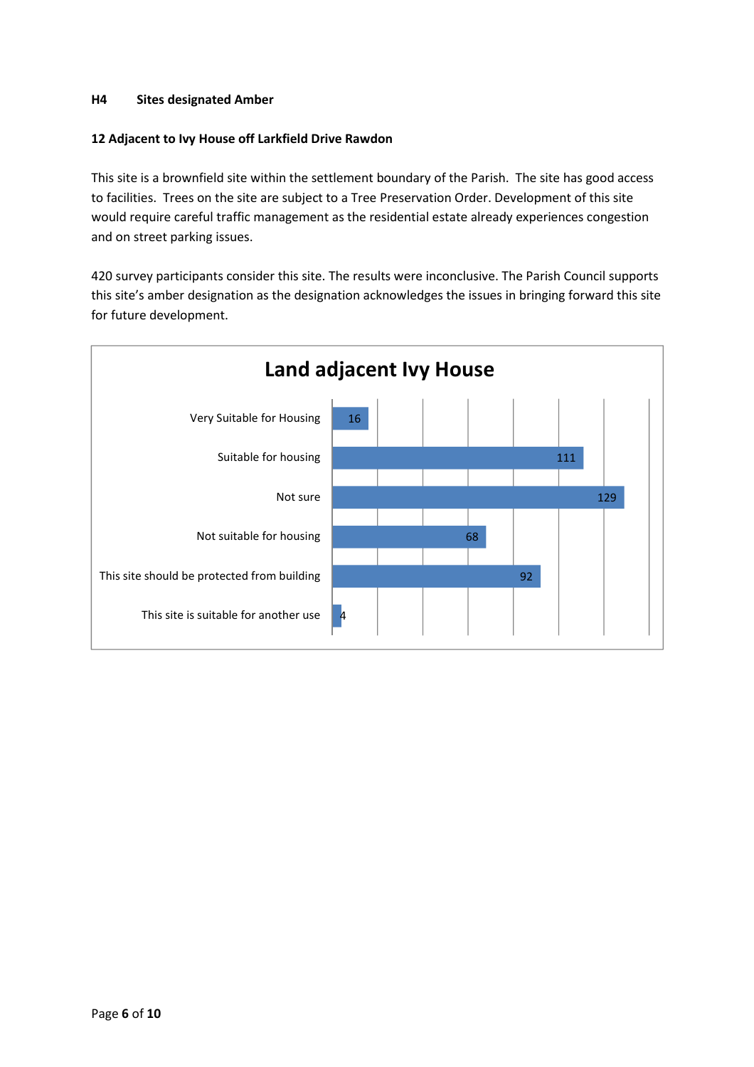**H4 Sites designated Amber**

**12 Adjacent to Ivy House off Larkfield Drive Rawdon**

This site is a brownfield site within the settlement boundary of the Parish. The site has good access to facilities. Trees on the site are subject to a Tree Preservation Order. Development of this site would require careful traffic management as the residential estate already experiences congestion and on street parking issues.

420 survey participants consider this site. The results were inconclusive. The Parish Council supports this site's amber designation as the designation acknowledges the issues in bringing forward this site for future development.

**Land adjacent Ivy House**

| Response | Count |
| --- | --- |
| Very Suitable for Housing | 16 |
| Suitable for housing | 111 |
| Not sure | 129 |
| Not suitable for housing | 68 |
| This site should be protected from building | 92 |
| This site is suitable for another use | 4 |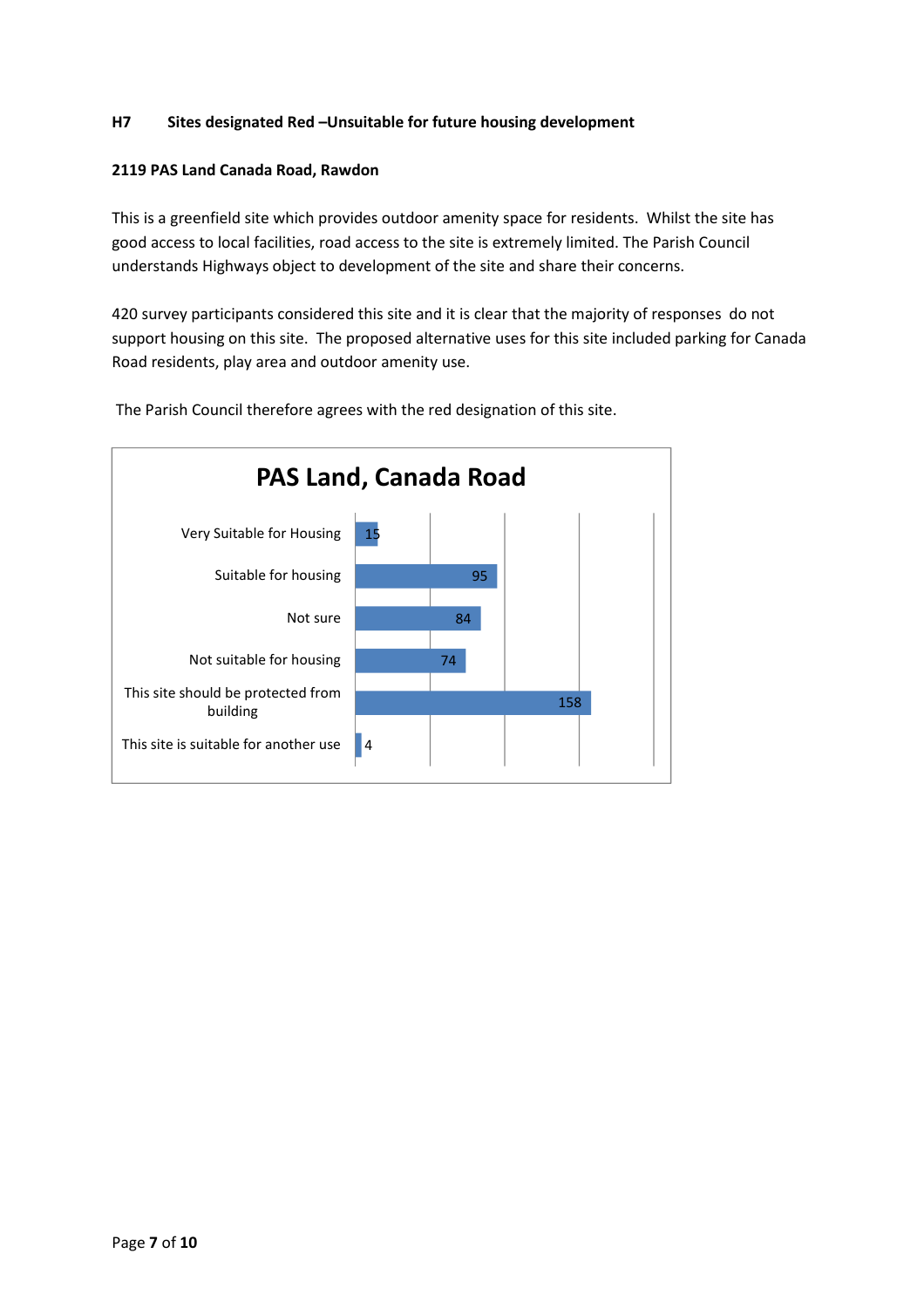**H7 Sites designated Red –Unsuitable for future housing development**

**2119 PAS Land Canada Road, Rawdon**

This is a greenfield site which provides outdoor amenity space for residents. Whilst the site has good access to local facilities, road access to the site is extremely limited. The Parish Council understands Highways object to development of the site and share their concerns.

420 survey participants considered this site and it is clear that the majority of responses do not support housing on this site. The proposed alternative uses for this site included parking for Canada Road residents, play area and outdoor amenity use.

The Parish Council therefore agrees with the red designation of this site.

**PAS Land, Canada Road**

| Response | Count |
|---|---|
| Very Suitable for Housing | 15 |
| Suitable for housing | 95 |
| Not sure | 84 |
| Not suitable for housing | 74 |
| This site should be protected from building | 158 |
| This site is suitable for another use | 4 |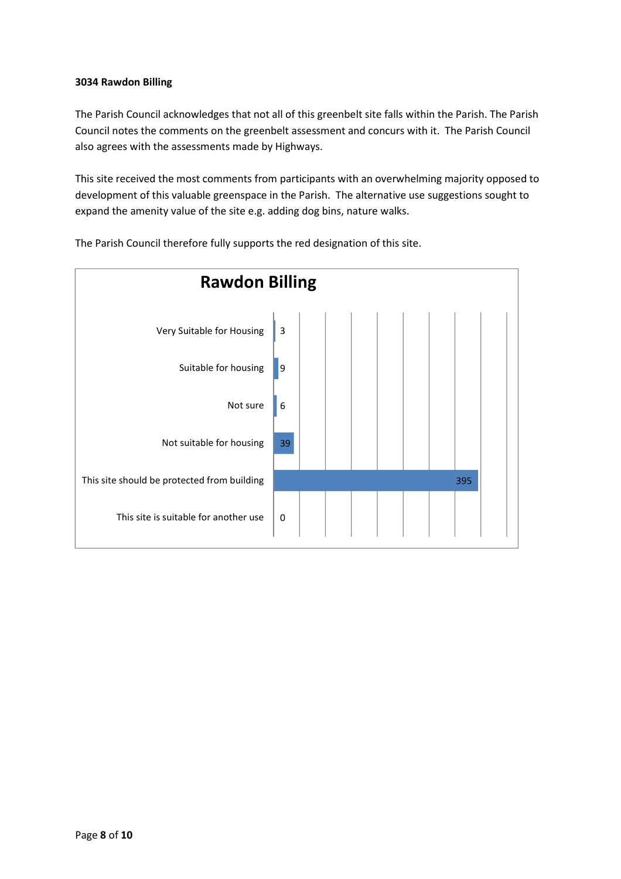**3034 Rawdon Billing**

The Parish Council acknowledges that not all of this greenbelt site falls within the Parish. The Parish Council notes the comments on the greenbelt assessment and concurs with it. The Parish Council also agrees with the assessments made by Highways.

This site received the most comments from participants with an overwhelming majority opposed to development of this valuable greenspace in the Parish. The alternative use suggestions sought to expand the amenity value of the site e.g. adding dog bins, nature walks.

The Parish Council therefore fully supports the red designation of this site.

**Rawdon Billing**

| Response | Count |
| --- | --- |
| Very Suitable for Housing | 3 |
| Suitable for housing | 9 |
| Not sure | 6 |
| Not suitable for housing | 39 |
| This site should be protected from building | 395 |
| This site is suitable for another use | 0 |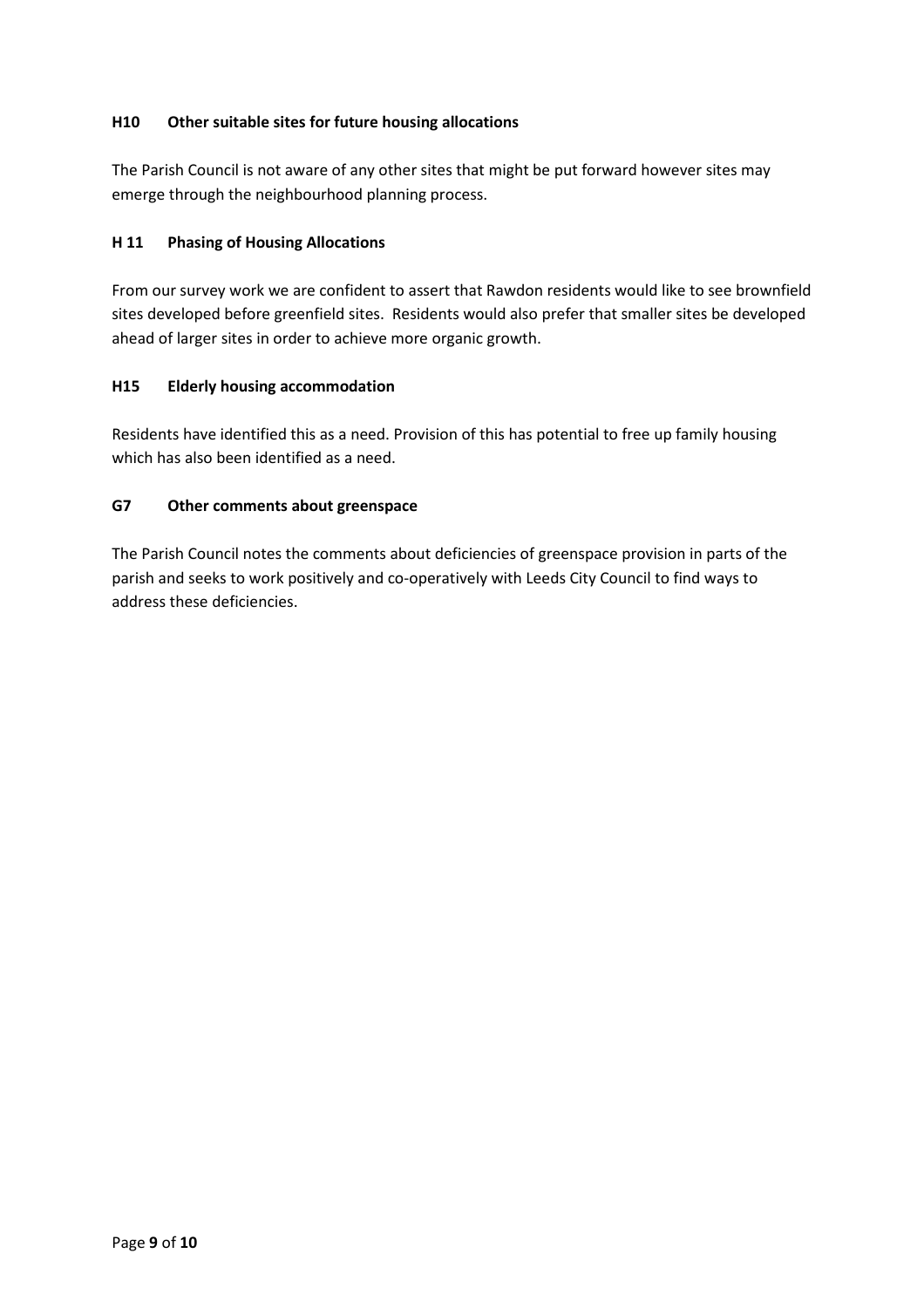### H10 Other suitable sites for future housing allocations

The Parish Council is not aware of any other sites that might be put forward however sites may emerge through the neighbourhood planning process.

### H 11 Phasing of Housing Allocations

From our survey work we are confident to assert that Rawdon residents would like to see brownfield sites developed before greenfield sites. Residents would also prefer that smaller sites be developed ahead of larger sites in order to achieve more organic growth.

### H15 Elderly housing accommodation

Residents have identified this as a need. Provision of this has potential to free up family housing which has also been identified as a need.

### G7 Other comments about greenspace

The Parish Council notes the comments about deficiencies of greenspace provision in parts of the parish and seeks to work positively and co-operatively with Leeds City Council to find ways to address these deficiencies.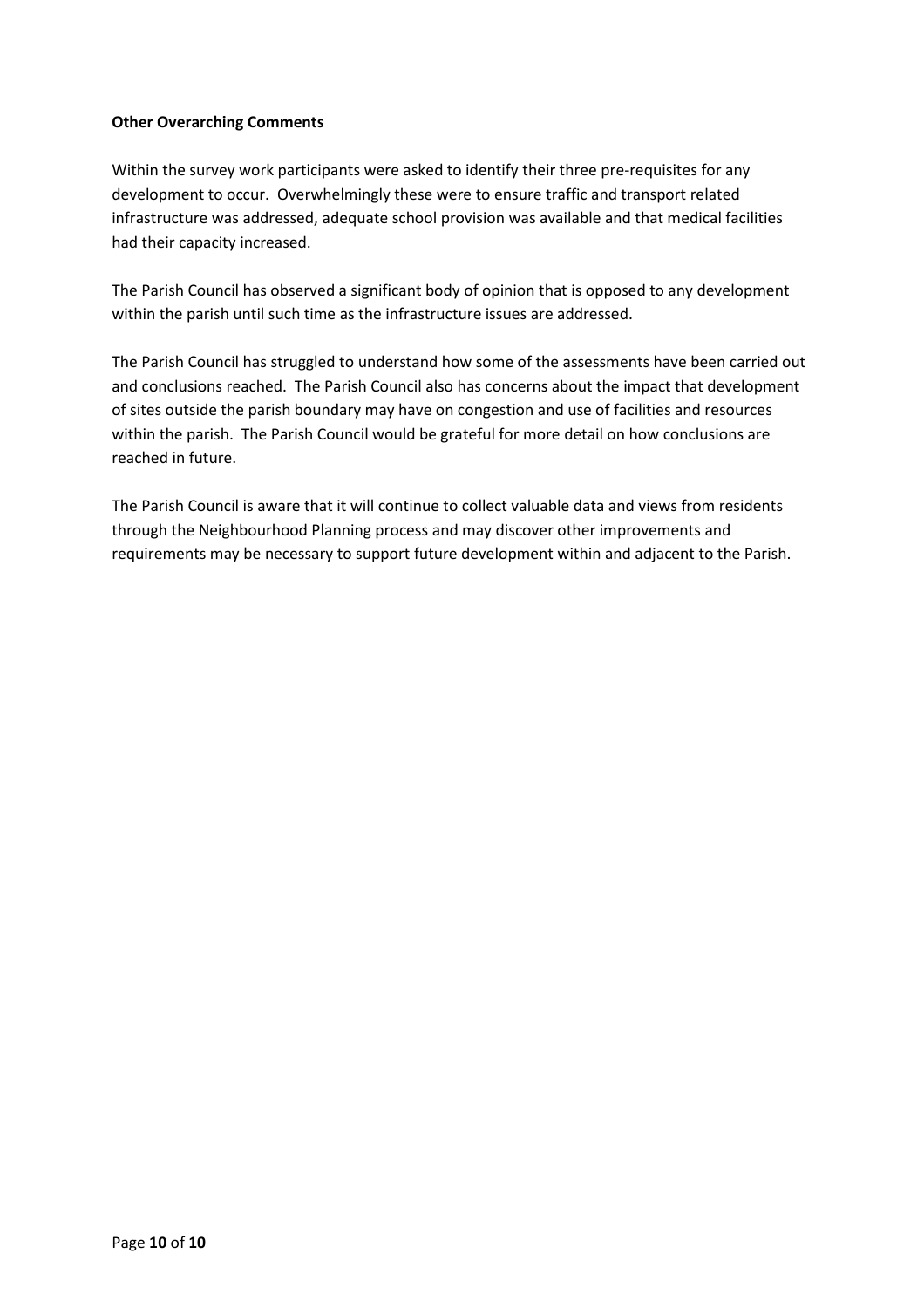**Other Overarching Comments**

Within the survey work participants were asked to identify their three pre-requisites for any development to occur. Overwhelmingly these were to ensure traffic and transport related infrastructure was addressed, adequate school provision was available and that medical facilities had their capacity increased.

The Parish Council has observed a significant body of opinion that is opposed to any development within the parish until such time as the infrastructure issues are addressed.

The Parish Council has struggled to understand how some of the assessments have been carried out and conclusions reached. The Parish Council also has concerns about the impact that development of sites outside the parish boundary may have on congestion and use of facilities and resources within the parish. The Parish Council would be grateful for more detail on how conclusions are reached in future.

The Parish Council is aware that it will continue to collect valuable data and views from residents through the Neighbourhood Planning process and may discover other improvements and requirements may be necessary to support future development within and adjacent to the Parish.